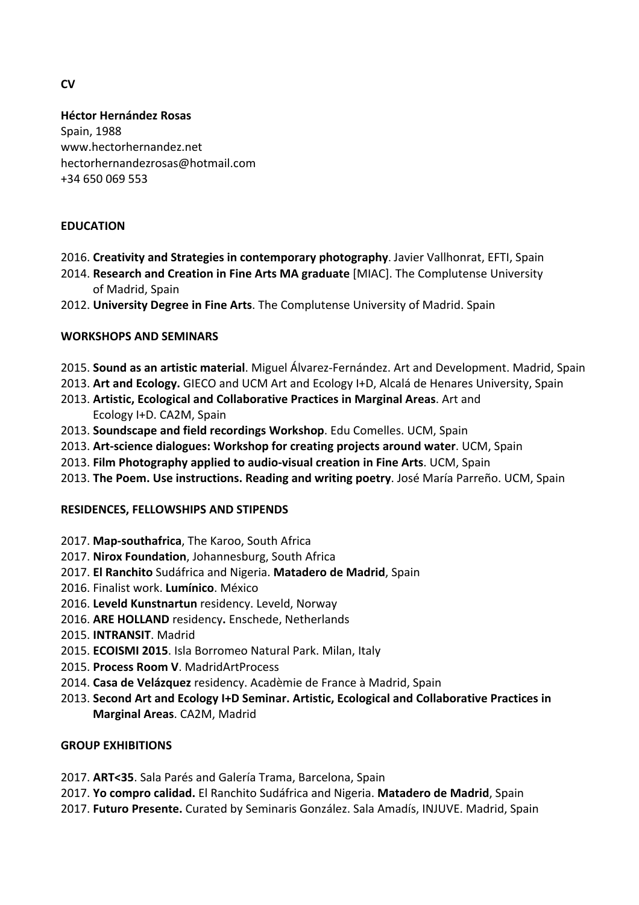**CV**

**Héctor Hernández Rosas**
Spain, 1988
www.hectorhernandez.net
hectorhernandezrosas@hotmail.com
+34 650 069 553

## EDUCATION

2016. **Creativity and Strategies in contemporary photography**. Javier Vallhonrat, EFTI, Spain
2014. **Research and Creation in Fine Arts MA graduate** [MIAC]. The Complutense University of Madrid, Spain
2012. **University Degree in Fine Arts**. The Complutense University of Madrid. Spain

## WORKSHOPS AND SEMINARS

2015. **Sound as an artistic material**. Miguel Álvarez-Fernández. Art and Development. Madrid, Spain
2013. **Art and Ecology.** GIECO and UCM Art and Ecology I+D, Alcalá de Henares University, Spain
2013. **Artistic, Ecological and Collaborative Practices in Marginal Areas**. Art and Ecology I+D. CA2M, Spain
2013. **Soundscape and field recordings Workshop**. Edu Comelles. UCM, Spain
2013. **Art-science dialogues: Workshop for creating projects around water**. UCM, Spain
2013. **Film Photography applied to audio-visual creation in Fine Arts**. UCM, Spain
2013. **The Poem. Use instructions. Reading and writing poetry**. José María Parreño. UCM, Spain

## RESIDENCES, FELLOWSHIPS AND STIPENDS

2017. **Map-southafrica**, The Karoo, South Africa
2017. **Nirox Foundation**, Johannesburg, South Africa
2017. **El Ranchito** Sudáfrica and Nigeria. **Matadero de Madrid**, Spain
2016. Finalist work. **Lumínico**. México
2016. **Leveld Kunstnartun** residency. Leveld, Norway
2016. **ARE HOLLAND** residency**.** Enschede, Netherlands
2015. **INTRANSIT**. Madrid
2015. **ECOISMI 2015**. Isla Borromeo Natural Park. Milan, Italy
2015. **Process Room V**. MadridArtProcess
2014. **Casa de Velázquez** residency. Acadèmie de France à Madrid, Spain
2013. **Second Art and Ecology I+D Seminar. Artistic, Ecological and Collaborative Practices in Marginal Areas**. CA2M, Madrid

## GROUP EXHIBITIONS

2017. **ART<35**. Sala Parés and Galería Trama, Barcelona, Spain
2017. **Yo compro calidad.** El Ranchito Sudáfrica and Nigeria. **Matadero de Madrid**, Spain
2017. **Futuro Presente.** Curated by Seminaris González. Sala Amadís, INJUVE. Madrid, Spain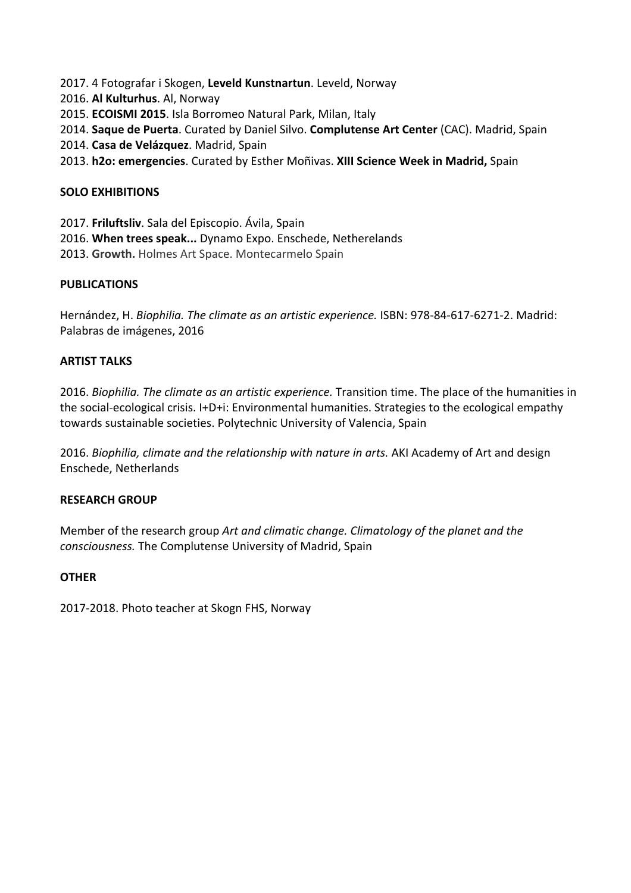2017. 4 Fotografar i Skogen, **Leveld Kunstnartun**. Leveld, Norway
2016. **Al Kulturhus**. Al, Norway
2015. **ECOISMI 2015**. Isla Borromeo Natural Park, Milan, Italy
2014. **Saque de Puerta**. Curated by Daniel Silvo. **Complutense Art Center** (CAC). Madrid, Spain
2014. **Casa de Velázquez**. Madrid, Spain
2013. **h2o: emergencies**. Curated by Esther Moñivas. **XIII Science Week in Madrid,** Spain

**SOLO EXHIBITIONS**

2017. **Friluftsliv**. Sala del Episcopio. Ávila, Spain
2016. **When trees speak...** Dynamo Expo. Enschede, Netherelands
2013. **Growth.** Holmes Art Space. Montecarmelo Spain

**PUBLICATIONS**

Hernández, H. *Biophilia. The climate as an artistic experience.* ISBN: 978-84-617-6271-2. Madrid: Palabras de imágenes, 2016

**ARTIST TALKS**

2016. *Biophilia. The climate as an artistic experience.* Transition time. The place of the humanities in the social-ecological crisis. I+D+i: Environmental humanities. Strategies to the ecological empathy towards sustainable societies. Polytechnic University of Valencia, Spain

2016. *Biophilia, climate and the relationship with nature in arts.* AKI Academy of Art and design Enschede, Netherlands

**RESEARCH GROUP**

Member of the research group *Art and climatic change. Climatology of the planet and the consciousness.* The Complutense University of Madrid, Spain

**OTHER**

2017-2018. Photo teacher at Skogn FHS, Norway